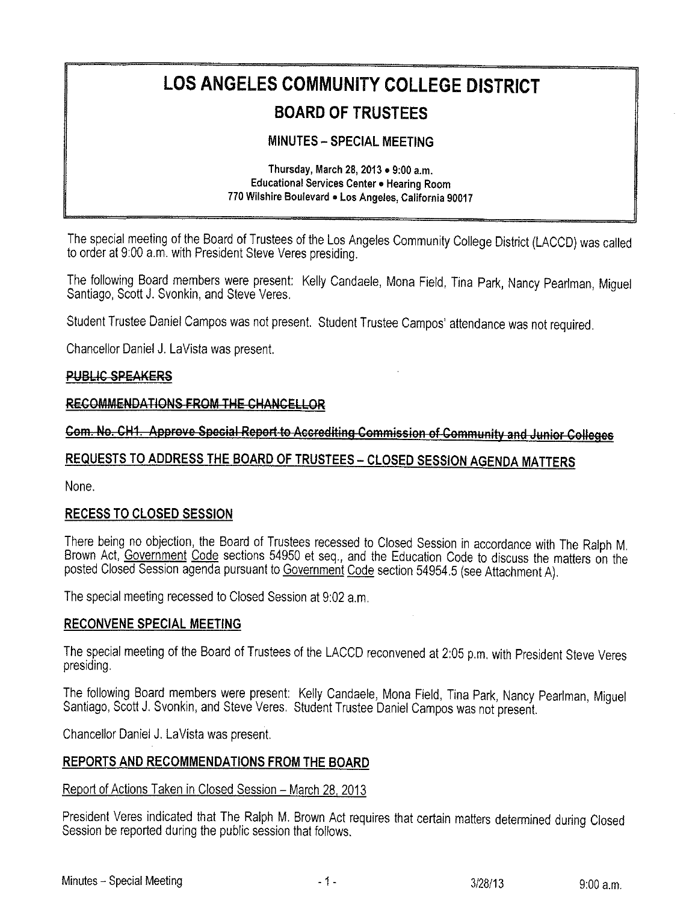# LOS ANGELES COMMUNITY COLLEGE DISTRICT

## BOARD OF TRUSTEES

### MINUTES – SPECIAL MEETING

Thursday, March 28, 2013 • 9:00 a.m.
Educational Services Center • Hearing Room
770 Wilshire Boulevard • Los Angeles, California 90017

The special meeting of the Board of Trustees of the Los Angeles Community College District (LACCD) was called to order at 9:00 a.m. with President Steve Veres presiding.

The following Board members were present: Kelly Candaele, Mona Field, Tina Park, Nancy Pearlman, Miguel Santiago, Scott J. Svonkin, and Steve Veres.

Student Trustee Daniel Campos was not present. Student Trustee Campos' attendance was not required.

Chancellor Daniel J. LaVista was present.

~~**PUBLIC SPEAKERS**~~

~~**RECOMMENDATIONS FROM THE CHANCELLOR**~~

~~**Com. No. CH1. Approve Special Report to Accrediting Commission of Community and Junior Colleges**~~

**REQUESTS TO ADDRESS THE BOARD OF TRUSTEES – CLOSED SESSION AGENDA MATTERS**

None.

**RECESS TO CLOSED SESSION**

There being no objection, the Board of Trustees recessed to Closed Session in accordance with The Ralph M. Brown Act, Government Code sections 54950 et seq., and the Education Code to discuss the matters on the posted Closed Session agenda pursuant to Government Code section 54954.5 (see Attachment A).

The special meeting recessed to Closed Session at 9:02 a.m.

**RECONVENE SPECIAL MEETING**

The special meeting of the Board of Trustees of the LACCD reconvened at 2:05 p.m. with President Steve Veres presiding.

The following Board members were present: Kelly Candaele, Mona Field, Tina Park, Nancy Pearlman, Miguel Santiago, Scott J. Svonkin, and Steve Veres. Student Trustee Daniel Campos was not present.

Chancellor Daniel J. LaVista was present.

**REPORTS AND RECOMMENDATIONS FROM THE BOARD**

Report of Actions Taken in Closed Session – March 28, 2013

President Veres indicated that The Ralph M. Brown Act requires that certain matters determined during Closed Session be reported during the public session that follows.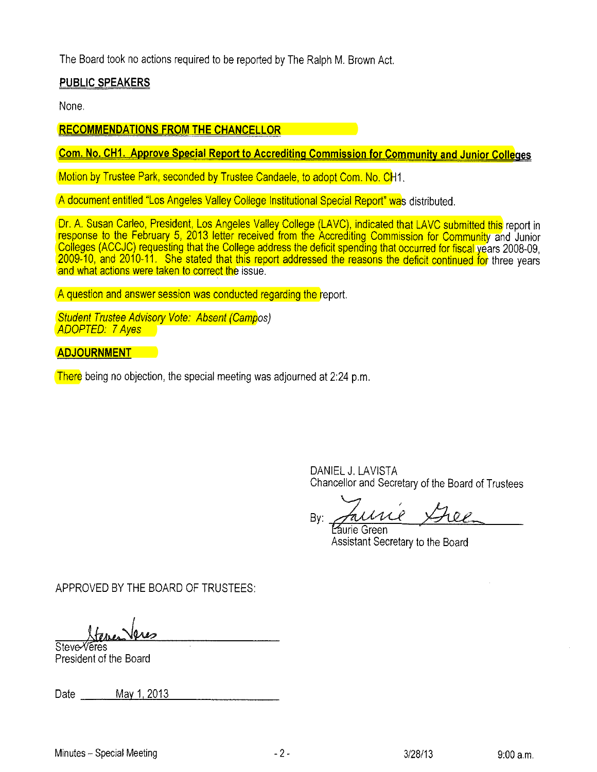The Board took no actions required to be reported by The Ralph M. Brown Act.

**PUBLIC SPEAKERS**

None.

**RECOMMENDATIONS FROM THE CHANCELLOR**

**Com. No. CH1. Approve Special Report to Accrediting Commission for Community and Junior Colleges**

Motion by Trustee Park, seconded by Trustee Candaele, to adopt Com. No. CH1.

A document entitled "Los Angeles Valley College Institutional Special Report" was distributed.

Dr. A. Susan Carleo, President, Los Angeles Valley College (LAVC), indicated that LAVC submitted this report in response to the February 5, 2013 letter received from the Accrediting Commission for Community and Junior Colleges (ACCJC) requesting that the College address the deficit spending that occurred for fiscal years 2008-09, 2009-10, and 2010-11. She stated that this report addressed the reasons the deficit continued for three years and what actions were taken to correct the issue.

A question and answer session was conducted regarding the report.

*Student Trustee Advisory Vote: Absent (Campos)*
*ADOPTED: 7 Ayes*

**ADJOURNMENT**

There being no objection, the special meeting was adjourned at 2:24 p.m.

DANIEL J. LAVISTA
Chancellor and Secretary of the Board of Trustees

By: Laurie Green
Laurie Green
Assistant Secretary to the Board

APPROVED BY THE BOARD OF TRUSTEES:

Steve Veres
Steve Veres
President of the Board

Date May 1, 2013